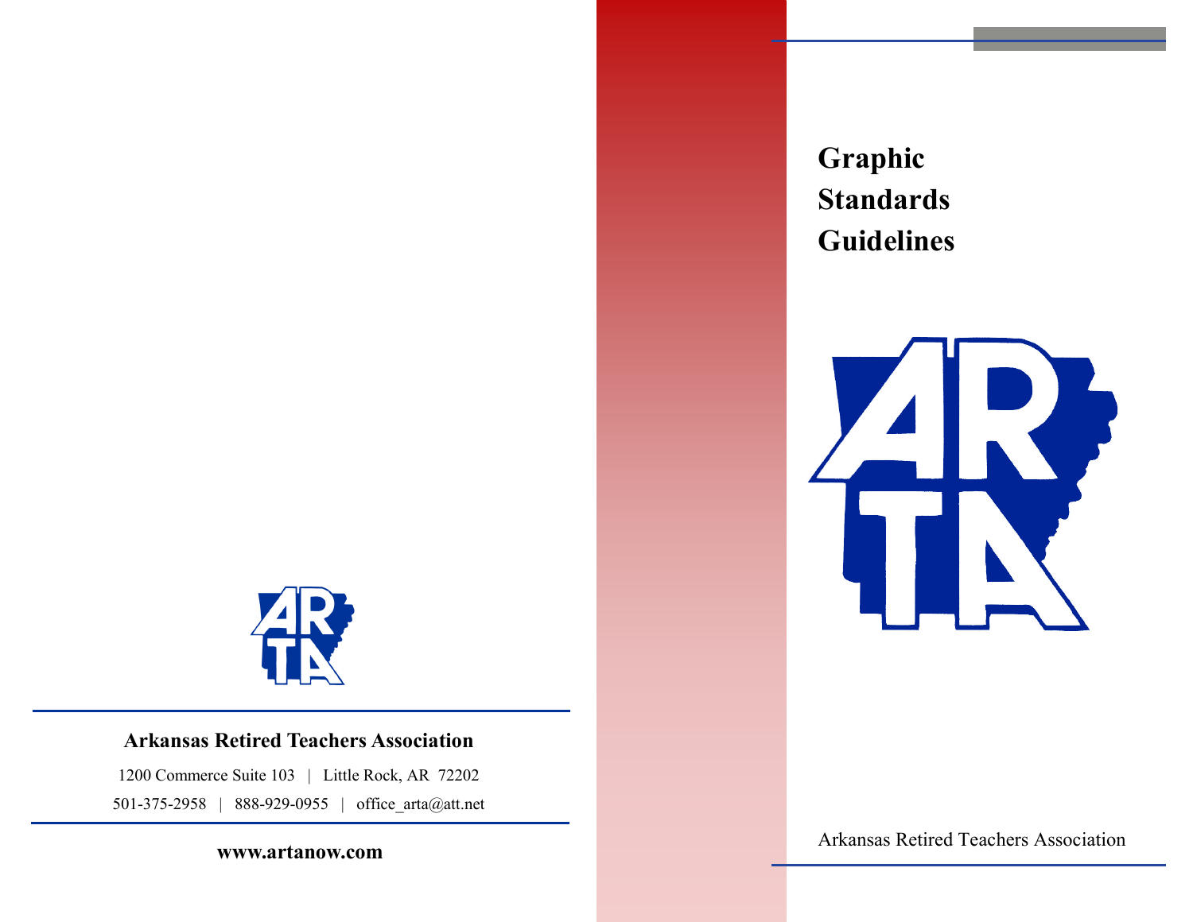**Arkansas Retired Teachers Association**

1200 Commerce Suite 103 | Little Rock, AR 72202

501-375-2958 | 888-929-0955 | office_arta@att.net

**www.artanow.com**

# Graphic Standards Guidelines

Arkansas Retired Teachers Association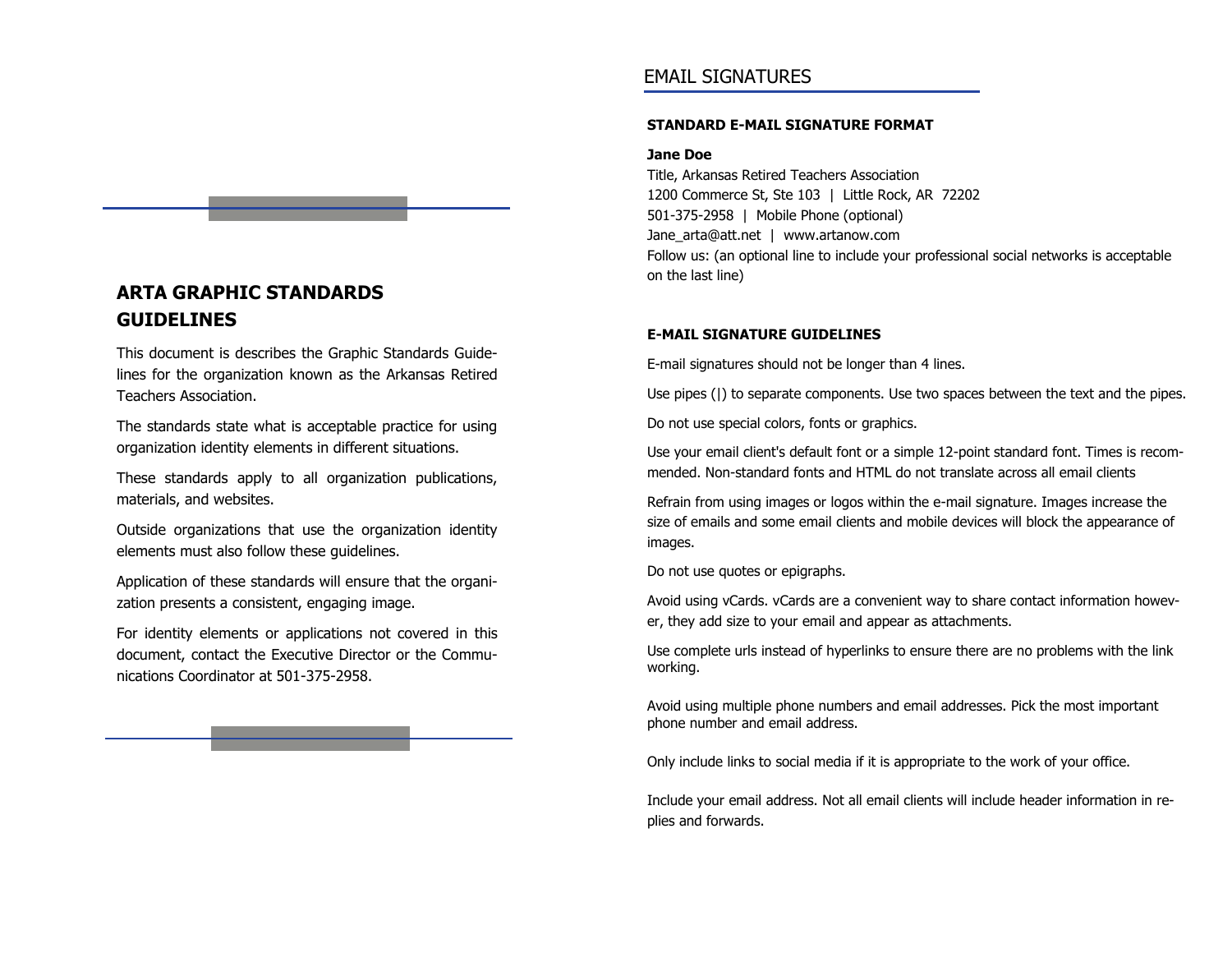## ARTA GRAPHIC STANDARDS GUIDELINES

This document is describes the Graphic Standards Guidelines for the organization known as the Arkansas Retired Teachers Association.

The standards state what is acceptable practice for using organization identity elements in different situations.

These standards apply to all organization publications, materials, and websites.

Outside organizations that use the organization identity elements must also follow these guidelines.

Application of these standards will ensure that the organization presents a consistent, engaging image.

For identity elements or applications not covered in this document, contact the Executive Director or the Communications Coordinator at 501-375-2958.

# EMAIL SIGNATURES

**STANDARD E-MAIL SIGNATURE FORMAT**

**Jane Doe**
Title, Arkansas Retired Teachers Association
1200 Commerce St, Ste 103 | Little Rock, AR 72202
501-375-2958 | Mobile Phone (optional)
Jane_arta@att.net | www.artanow.com
Follow us: (an optional line to include your professional social networks is acceptable on the last line)

**E-MAIL SIGNATURE GUIDELINES**

E-mail signatures should not be longer than 4 lines.

Use pipes (|) to separate components. Use two spaces between the text and the pipes.

Do not use special colors, fonts or graphics.

Use your email client's default font or a simple 12-point standard font. Times is recommended. Non-standard fonts and HTML do not translate across all email clients

Refrain from using images or logos within the e-mail signature. Images increase the size of emails and some email clients and mobile devices will block the appearance of images.

Do not use quotes or epigraphs.

Avoid using vCards. vCards are a convenient way to share contact information however, they add size to your email and appear as attachments.

Use complete urls instead of hyperlinks to ensure there are no problems with the link working.

Avoid using multiple phone numbers and email addresses. Pick the most important phone number and email address.

Only include links to social media if it is appropriate to the work of your office.

Include your email address. Not all email clients will include header information in replies and forwards.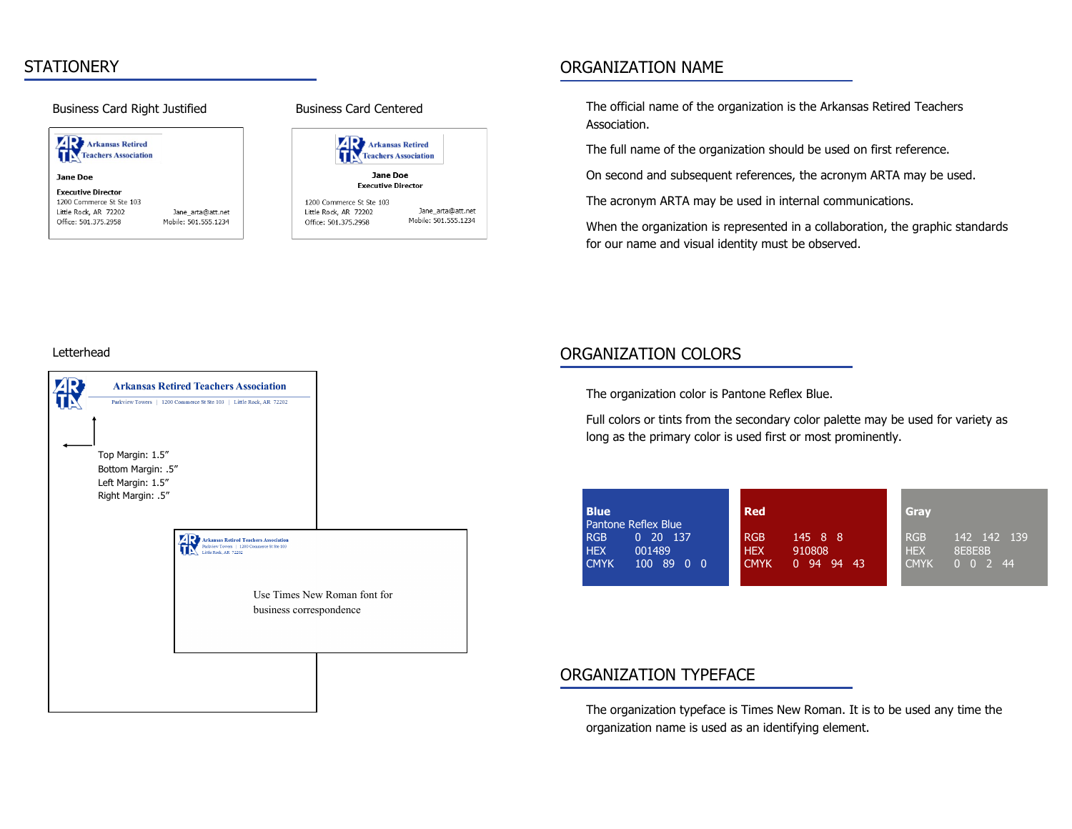## STATIONERY

### Business Card Right Justified

Arkansas Retired Teachers Association

**Jane Doe**

**Executive Director**
1200 Commerce St Ste 103
Little Rock, AR 72202
Office: 501.375.2958

Jane_arta@att.net
Mobile: 501.555.1234

### Business Card Centered

Arkansas Retired Teachers Association

**Jane Doe**
**Executive Director**

1200 Commerce St Ste 103
Little Rock, AR 72202
Office: 501.375.2958

Jane_arta@att.net
Mobile: 501.555.1234

### Letterhead

**Arkansas Retired Teachers Association**

Parkview Towers | 1200 Commerce St Ste 103 | Little Rock, AR 72202

Top Margin: 1.5"
Bottom Margin: .5"
Left Margin: 1.5"
Right Margin: .5"

Arkansas Retired Teachers Association
Parkview Towers | 1200 Commerce St Ste 103
Little Rock, AR 72202

Use Times New Roman font for business correspondence

## ORGANIZATION NAME

The official name of the organization is the Arkansas Retired Teachers Association.

The full name of the organization should be used on first reference.

On second and subsequent references, the acronym ARTA may be used.

The acronym ARTA may be used in internal communications.

When the organization is represented in a collaboration, the graphic standards for our name and visual identity must be observed.

## ORGANIZATION COLORS

The organization color is Pantone Reflex Blue.

Full colors or tints from the secondary color palette may be used for variety as long as the primary color is used first or most prominently.

| | Blue (Pantone Reflex Blue) | Red | Gray |
|---|---|---|---|
| RGB | 0 20 137 | 145 8 8 | 142 142 139 |
| HEX | 001489 | 910808 | 8E8E8B |
| CMYK | 100 89 0 0 | 0 94 94 43 | 0 0 2 44 |

## ORGANIZATION TYPEFACE

The organization typeface is Times New Roman. It is to be used any time the organization name is used as an identifying element.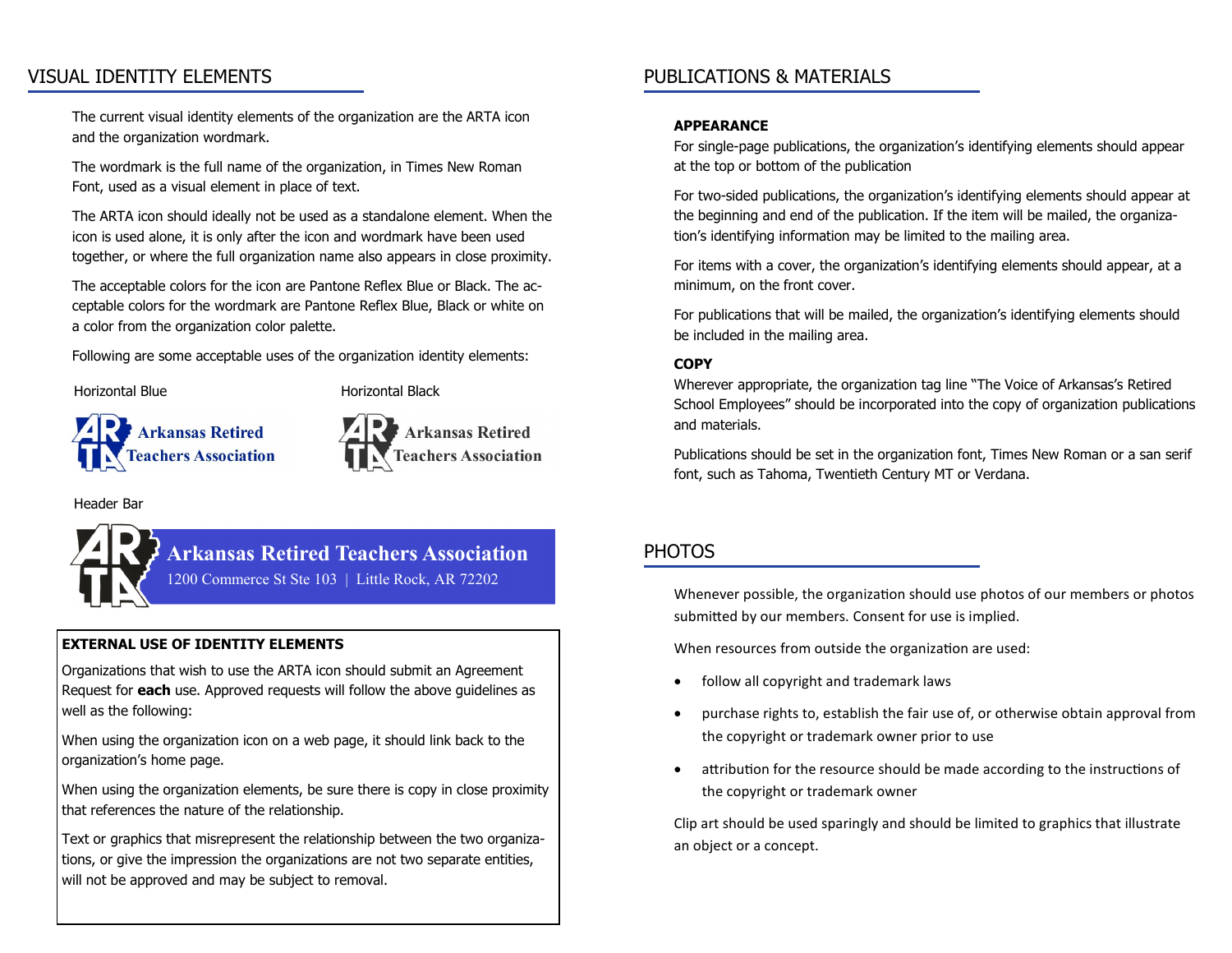## VISUAL IDENTITY ELEMENTS

The current visual identity elements of the organization are the ARTA icon and the organization wordmark.

The wordmark is the full name of the organization, in Times New Roman Font, used as a visual element in place of text.

The ARTA icon should ideally not be used as a standalone element. When the icon is used alone, it is only after the icon and wordmark have been used together, or where the full organization name also appears in close proximity.

The acceptable colors for the icon are Pantone Reflex Blue or Black. The acceptable colors for the wordmark are Pantone Reflex Blue, Black or white on a color from the organization color palette.

Following are some acceptable uses of the organization identity elements:

Horizontal Blue

ARTA Arkansas Retired Teachers Association

Horizontal Black

ARTA Arkansas Retired Teachers Association

Header Bar

ARTA **Arkansas Retired Teachers Association**
1200 Commerce St Ste 103 | Little Rock, AR 72202

**EXTERNAL USE OF IDENTITY ELEMENTS**

Organizations that wish to use the ARTA icon should submit an Agreement Request for **each** use. Approved requests will follow the above guidelines as well as the following:

When using the organization icon on a web page, it should link back to the organization's home page.

When using the organization elements, be sure there is copy in close proximity that references the nature of the relationship.

Text or graphics that misrepresent the relationship between the two organizations, or give the impression the organizations are not two separate entities, will not be approved and may be subject to removal.

## PUBLICATIONS & MATERIALS

**APPEARANCE**

For single-page publications, the organization's identifying elements should appear at the top or bottom of the publication

For two-sided publications, the organization's identifying elements should appear at the beginning and end of the publication. If the item will be mailed, the organization's identifying information may be limited to the mailing area.

For items with a cover, the organization's identifying elements should appear, at a minimum, on the front cover.

For publications that will be mailed, the organization's identifying elements should be included in the mailing area.

**COPY**

Wherever appropriate, the organization tag line "The Voice of Arkansas's Retired School Employees" should be incorporated into the copy of organization publications and materials.

Publications should be set in the organization font, Times New Roman or a san serif font, such as Tahoma, Twentieth Century MT or Verdana.

## PHOTOS

Whenever possible, the organization should use photos of our members or photos submitted by our members. Consent for use is implied.

When resources from outside the organization are used:

- follow all copyright and trademark laws
- purchase rights to, establish the fair use of, or otherwise obtain approval from the copyright or trademark owner prior to use
- attribution for the resource should be made according to the instructions of the copyright or trademark owner

Clip art should be used sparingly and should be limited to graphics that illustrate an object or a concept.